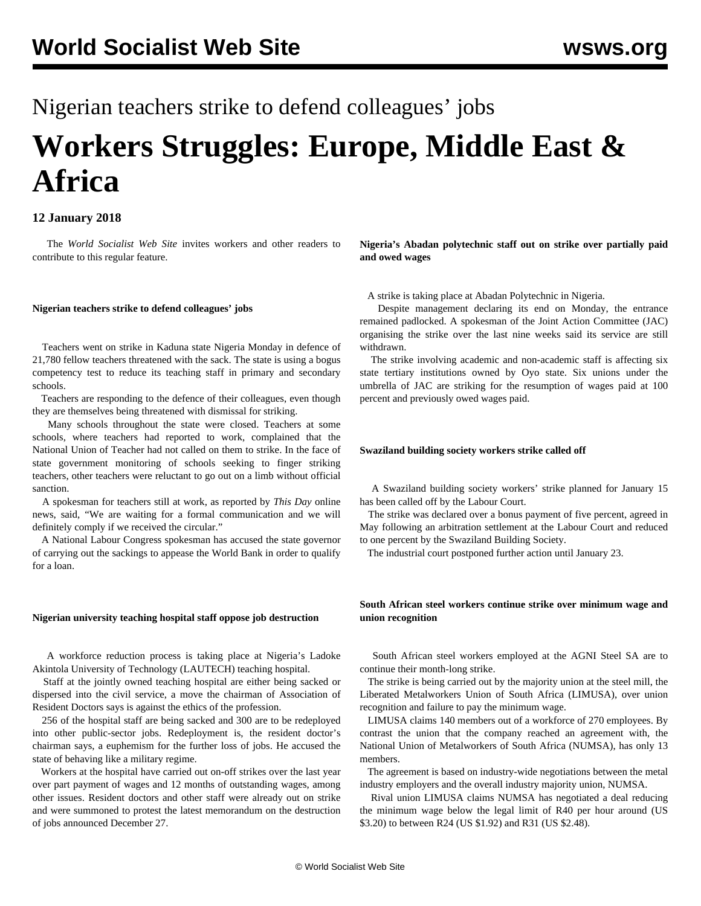Nigerian teachers strike to defend colleagues' jobs

# Workers Struggles: Europe, Middle East & Africa

**12 January 2018**

The *World Socialist Web Site* invites workers and other readers to contribute to this regular feature.

**Nigerian teachers strike to defend colleagues' jobs**

Teachers went on strike in Kaduna state Nigeria Monday in defence of 21,780 fellow teachers threatened with the sack. The state is using a bogus competency test to reduce its teaching staff in primary and secondary schools.

Teachers are responding to the defence of their colleagues, even though they are themselves being threatened with dismissal for striking.

Many schools throughout the state were closed. Teachers at some schools, where teachers had reported to work, complained that the National Union of Teacher had not called on them to strike. In the face of state government monitoring of schools seeking to finger striking teachers, other teachers were reluctant to go out on a limb without official sanction.

A spokesman for teachers still at work, as reported by *This Day* online news, said, "We are waiting for a formal communication and we will definitely comply if we received the circular."

A National Labour Congress spokesman has accused the state governor of carrying out the sackings to appease the World Bank in order to qualify for a loan.

**Nigerian university teaching hospital staff oppose job destruction**

A workforce reduction process is taking place at Nigeria's Ladoke Akintola University of Technology (LAUTECH) teaching hospital.

Staff at the jointly owned teaching hospital are either being sacked or dispersed into the civil service, a move the chairman of Association of Resident Doctors says is against the ethics of the profession.

256 of the hospital staff are being sacked and 300 are to be redeployed into other public-sector jobs. Redeployment is, the resident doctor's chairman says, a euphemism for the further loss of jobs. He accused the state of behaving like a military regime.

Workers at the hospital have carried out on-off strikes over the last year over part payment of wages and 12 months of outstanding wages, among other issues. Resident doctors and other staff were already out on strike and were summoned to protest the latest memorandum on the destruction of jobs announced December 27.

**Nigeria's Abadan polytechnic staff out on strike over partially paid and owed wages**

A strike is taking place at Abadan Polytechnic in Nigeria.

Despite management declaring its end on Monday, the entrance remained padlocked. A spokesman of the Joint Action Committee (JAC) organising the strike over the last nine weeks said its service are still withdrawn.

The strike involving academic and non-academic staff is affecting six state tertiary institutions owned by Oyo state. Six unions under the umbrella of JAC are striking for the resumption of wages paid at 100 percent and previously owed wages paid.

**Swaziland building society workers strike called off**

A Swaziland building society workers' strike planned for January 15 has been called off by the Labour Court.

The strike was declared over a bonus payment of five percent, agreed in May following an arbitration settlement at the Labour Court and reduced to one percent by the Swaziland Building Society.

The industrial court postponed further action until January 23.

**South African steel workers continue strike over minimum wage and union recognition**

South African steel workers employed at the AGNI Steel SA are to continue their month-long strike.

The strike is being carried out by the majority union at the steel mill, the Liberated Metalworkers Union of South Africa (LIMUSA), over union recognition and failure to pay the minimum wage.

LIMUSA claims 140 members out of a workforce of 270 employees. By contrast the union that the company reached an agreement with, the National Union of Metalworkers of South Africa (NUMSA), has only 13 members.

The agreement is based on industry-wide negotiations between the metal industry employers and the overall industry majority union, NUMSA.

Rival union LIMUSA claims NUMSA has negotiated a deal reducing the minimum wage below the legal limit of R40 per hour around (US $3.20) to between R24 (US $1.92) and R31 (US $2.48).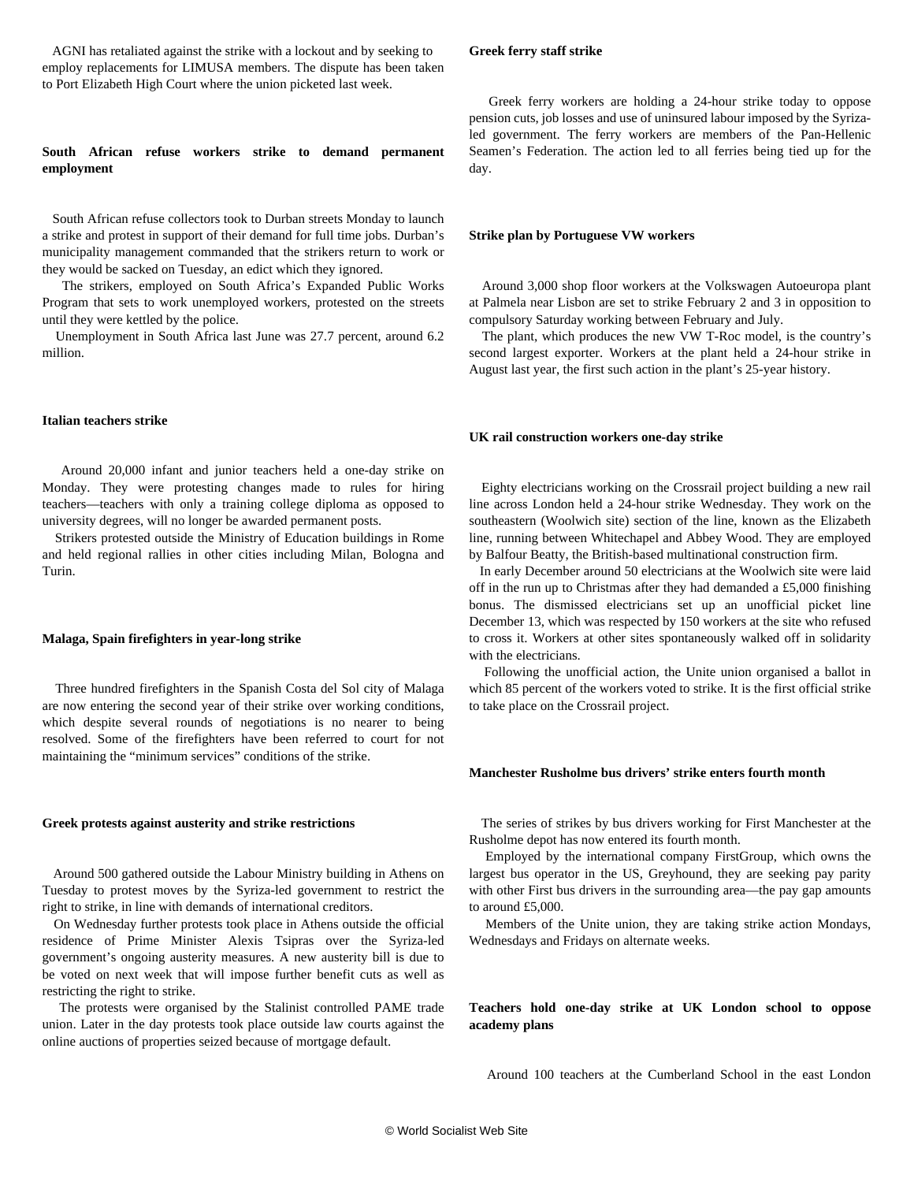AGNI has retaliated against the strike with a lockout and by seeking to employ replacements for LIMUSA members. The dispute has been taken to Port Elizabeth High Court where the union picketed last week.

**South African refuse workers strike to demand permanent employment**

South African refuse collectors took to Durban streets Monday to launch a strike and protest in support of their demand for full time jobs. Durban's municipality management commanded that the strikers return to work or they would be sacked on Tuesday, an edict which they ignored.

The strikers, employed on South Africa's Expanded Public Works Program that sets to work unemployed workers, protested on the streets until they were kettled by the police.

Unemployment in South Africa last June was 27.7 percent, around 6.2 million.

**Italian teachers strike**

Around 20,000 infant and junior teachers held a one-day strike on Monday. They were protesting changes made to rules for hiring teachers—teachers with only a training college diploma as opposed to university degrees, will no longer be awarded permanent posts.

Strikers protested outside the Ministry of Education buildings in Rome and held regional rallies in other cities including Milan, Bologna and Turin.

**Malaga, Spain firefighters in year-long strike**

Three hundred firefighters in the Spanish Costa del Sol city of Malaga are now entering the second year of their strike over working conditions, which despite several rounds of negotiations is no nearer to being resolved. Some of the firefighters have been referred to court for not maintaining the "minimum services" conditions of the strike.

**Greek protests against austerity and strike restrictions**

Around 500 gathered outside the Labour Ministry building in Athens on Tuesday to protest moves by the Syriza-led government to restrict the right to strike, in line with demands of international creditors.

On Wednesday further protests took place in Athens outside the official residence of Prime Minister Alexis Tsipras over the Syriza-led government's ongoing austerity measures. A new austerity bill is due to be voted on next week that will impose further benefit cuts as well as restricting the right to strike.

The protests were organised by the Stalinist controlled PAME trade union. Later in the day protests took place outside law courts against the online auctions of properties seized because of mortgage default.

**Greek ferry staff strike**

Greek ferry workers are holding a 24-hour strike today to oppose pension cuts, job losses and use of uninsured labour imposed by the Syriza-led government. The ferry workers are members of the Pan-Hellenic Seamen's Federation. The action led to all ferries being tied up for the day.

**Strike plan by Portuguese VW workers**

Around 3,000 shop floor workers at the Volkswagen Autoeuropa plant at Palmela near Lisbon are set to strike February 2 and 3 in opposition to compulsory Saturday working between February and July.

The plant, which produces the new VW T-Roc model, is the country's second largest exporter. Workers at the plant held a 24-hour strike in August last year, the first such action in the plant's 25-year history.

**UK rail construction workers one-day strike**

Eighty electricians working on the Crossrail project building a new rail line across London held a 24-hour strike Wednesday. They work on the southeastern (Woolwich site) section of the line, known as the Elizabeth line, running between Whitechapel and Abbey Wood. They are employed by Balfour Beatty, the British-based multinational construction firm.

In early December around 50 electricians at the Woolwich site were laid off in the run up to Christmas after they had demanded a £5,000 finishing bonus. The dismissed electricians set up an unofficial picket line December 13, which was respected by 150 workers at the site who refused to cross it. Workers at other sites spontaneously walked off in solidarity with the electricians.

Following the unofficial action, the Unite union organised a ballot in which 85 percent of the workers voted to strike. It is the first official strike to take place on the Crossrail project.

**Manchester Rusholme bus drivers' strike enters fourth month**

The series of strikes by bus drivers working for First Manchester at the Rusholme depot has now entered its fourth month.

Employed by the international company FirstGroup, which owns the largest bus operator in the US, Greyhound, they are seeking pay parity with other First bus drivers in the surrounding area—the pay gap amounts to around £5,000.

Members of the Unite union, they are taking strike action Mondays, Wednesdays and Fridays on alternate weeks.

**Teachers hold one-day strike at UK London school to oppose academy plans**

Around 100 teachers at the Cumberland School in the east London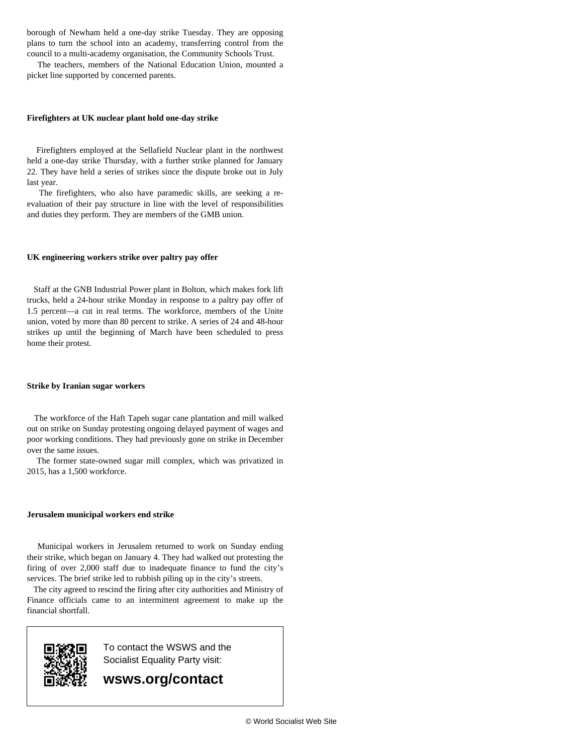borough of Newham held a one-day strike Tuesday. They are opposing plans to turn the school into an academy, transferring control from the council to a multi-academy organisation, the Community Schools Trust.

The teachers, members of the National Education Union, mounted a picket line supported by concerned parents.

**Firefighters at UK nuclear plant hold one-day strike**

Firefighters employed at the Sellafield Nuclear plant in the northwest held a one-day strike Thursday, with a further strike planned for January 22. They have held a series of strikes since the dispute broke out in July last year.

The firefighters, who also have paramedic skills, are seeking a re-evaluation of their pay structure in line with the level of responsibilities and duties they perform. They are members of the GMB union.

**UK engineering workers strike over paltry pay offer**

Staff at the GNB Industrial Power plant in Bolton, which makes fork lift trucks, held a 24-hour strike Monday in response to a paltry pay offer of 1.5 percent—a cut in real terms. The workforce, members of the Unite union, voted by more than 80 percent to strike. A series of 24 and 48-hour strikes up until the beginning of March have been scheduled to press home their protest.

**Strike by Iranian sugar workers**

The workforce of the Haft Tapeh sugar cane plantation and mill walked out on strike on Sunday protesting ongoing delayed payment of wages and poor working conditions. They had previously gone on strike in December over the same issues.

The former state-owned sugar mill complex, which was privatized in 2015, has a 1,500 workforce.

**Jerusalem municipal workers end strike**

Municipal workers in Jerusalem returned to work on Sunday ending their strike, which began on January 4. They had walked out protesting the firing of over 2,000 staff due to inadequate finance to fund the city's services. The brief strike led to rubbish piling up in the city's streets.

The city agreed to rescind the firing after city authorities and Ministry of Finance officials came to an intermittent agreement to make up the financial shortfall.

To contact the WSWS and the Socialist Equality Party visit:

**wsws.org/contact**